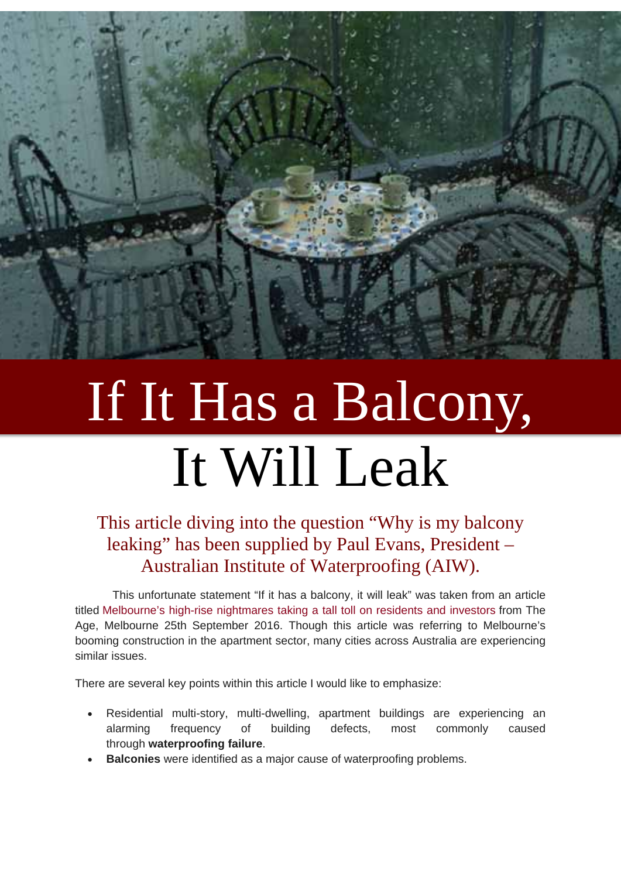// Title
# If It Has a Balcony, It Will Leak

## This article diving into the question "Why is my balcony leaking" has been supplied by Paul Evans, President – Australian Institute of Waterproofing (AIW).

This unfortunate statement "If it has a balcony, it will leak" was taken from an article titled Melbourne's high-rise nightmares taking a tall toll on residents and investors from The Age, Melbourne 25th September 2016. Though this article was referring to Melbourne's booming construction in the apartment sector, many cities across Australia are experiencing similar issues.

There are several key points within this article I would like to emphasize:

- Residential multi-story, multi-dwelling, apartment buildings are experiencing an alarming frequency of building defects, most commonly caused through **waterproofing failure**.
- **Balconies** were identified as a major cause of waterproofing problems.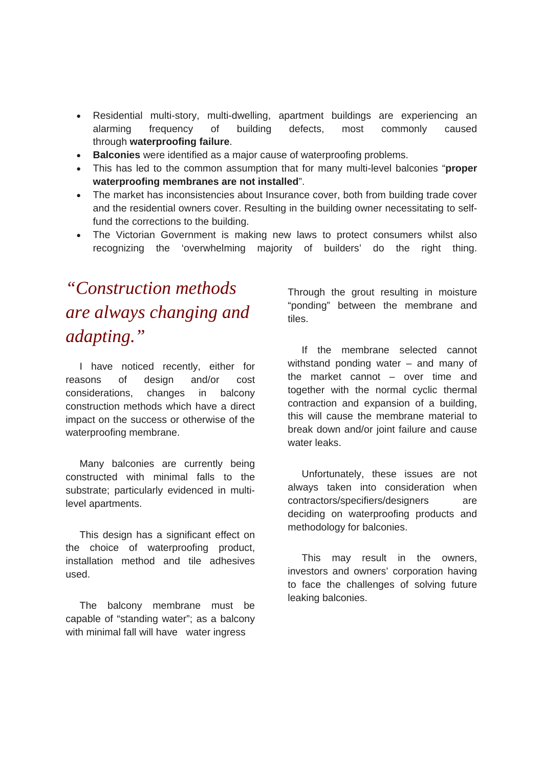- Residential multi-story, multi-dwelling, apartment buildings are experiencing an alarming frequency of building defects, most commonly caused through **waterproofing failure**.
- **Balconies** were identified as a major cause of waterproofing problems.
- This has led to the common assumption that for many multi-level balconies "**proper waterproofing membranes are not installed**".
- The market has inconsistencies about Insurance cover, both from building trade cover and the residential owners cover. Resulting in the building owner necessitating to self-fund the corrections to the building.
- The Victorian Government is making new laws to protect consumers whilst also recognizing the 'overwhelming majority of builders' do the right thing.

## *"Construction methods are always changing and adapting."*

I have noticed recently, either for reasons of design and/or cost considerations, changes in balcony construction methods which have a direct impact on the success or otherwise of the waterproofing membrane.

Many balconies are currently being constructed with minimal falls to the substrate; particularly evidenced in multi-level apartments.

This design has a significant effect on the choice of waterproofing product, installation method and tile adhesives used.

The balcony membrane must be capable of "standing water"; as a balcony with minimal fall will have water ingress Through the grout resulting in moisture "ponding" between the membrane and tiles.

If the membrane selected cannot withstand ponding water – and many of the market cannot – over time and together with the normal cyclic thermal contraction and expansion of a building, this will cause the membrane material to break down and/or joint failure and cause water leaks.

Unfortunately, these issues are not always taken into consideration when contractors/specifiers/designers are deciding on waterproofing products and methodology for balconies.

This may result in the owners, investors and owners' corporation having to face the challenges of solving future leaking balconies.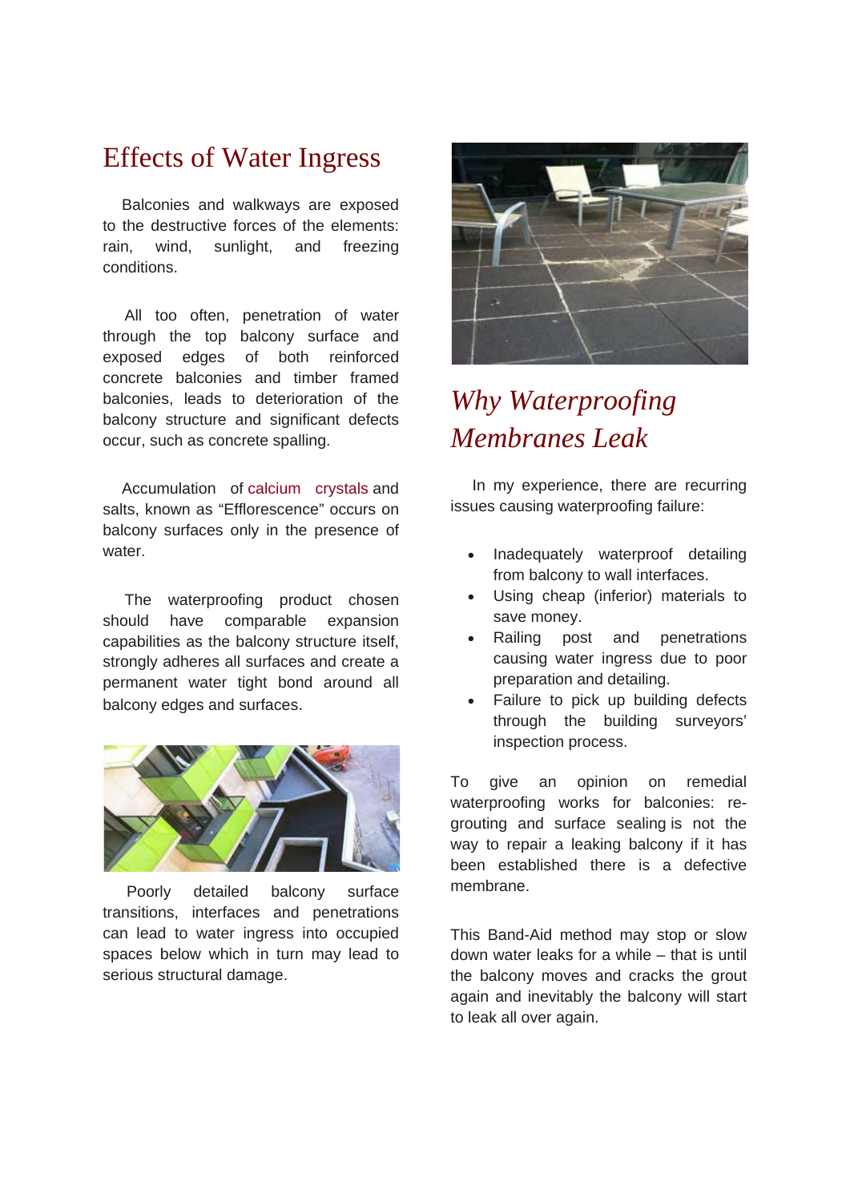# Effects of Water Ingress

Balconies and walkways are exposed to the destructive forces of the elements: rain, wind, sunlight, and freezing conditions.

All too often, penetration of water through the top balcony surface and exposed edges of both reinforced concrete balconies and timber framed balconies, leads to deterioration of the balcony structure and significant defects occur, such as concrete spalling.

Accumulation of calcium crystals and salts, known as "Efflorescence" occurs on balcony surfaces only in the presence of water.

The waterproofing product chosen should have comparable expansion capabilities as the balcony structure itself, strongly adheres all surfaces and create a permanent water tight bond around all balcony edges and surfaces.

Poorly detailed balcony surface transitions, interfaces and penetrations can lead to water ingress into occupied spaces below which in turn may lead to serious structural damage.

## *Why Waterproofing Membranes Leak*

In my experience, there are recurring issues causing waterproofing failure:

- Inadequately waterproof detailing from balcony to wall interfaces.
- Using cheap (inferior) materials to save money.
- Railing post and penetrations causing water ingress due to poor preparation and detailing.
- Failure to pick up building defects through the building surveyors' inspection process.

To give an opinion on remedial waterproofing works for balconies: re-grouting and surface sealing is not the way to repair a leaking balcony if it has been established there is a defective membrane.

This Band-Aid method may stop or slow down water leaks for a while – that is until the balcony moves and cracks the grout again and inevitably the balcony will start to leak all over again.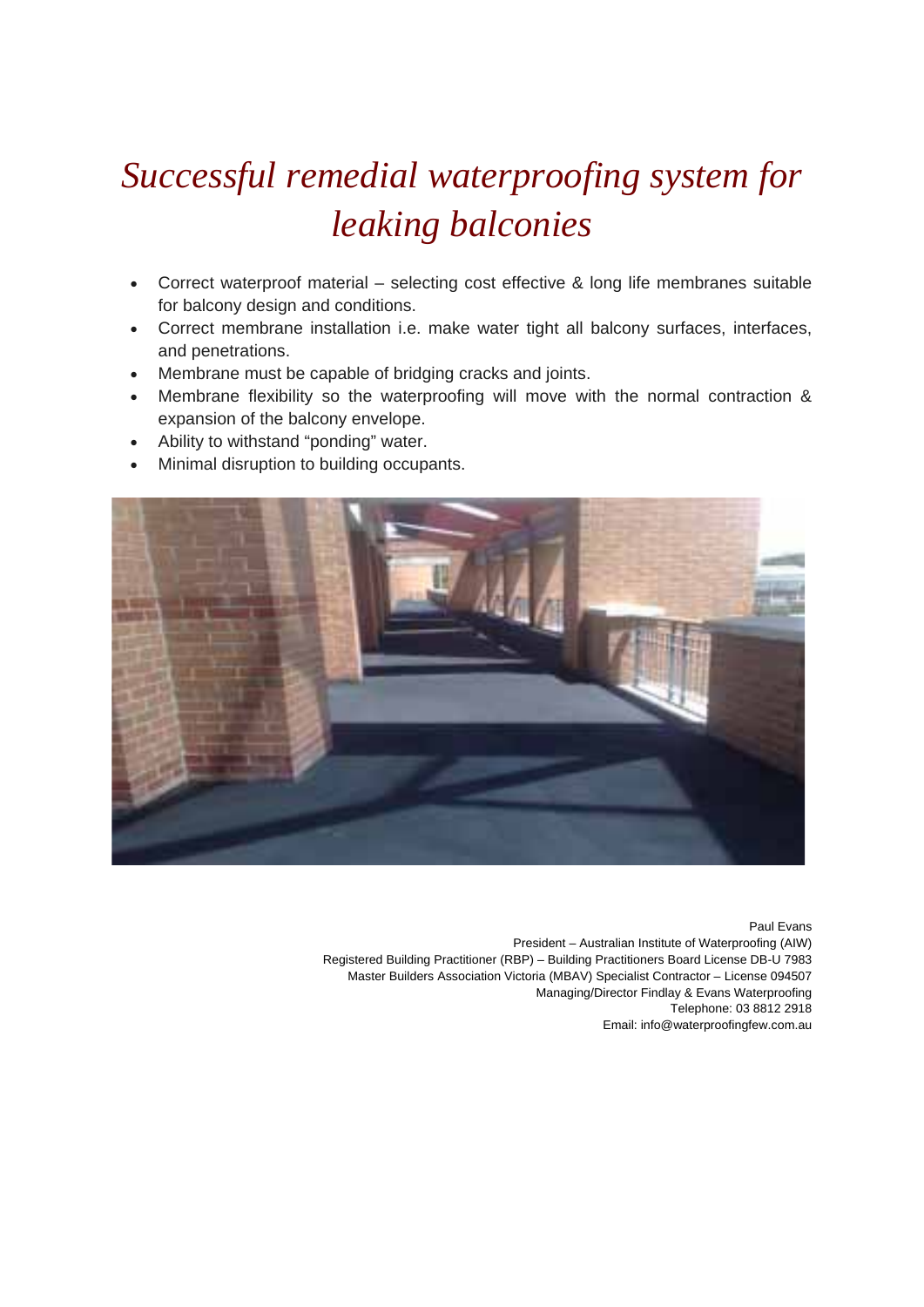# *Successful remedial waterproofing system for leaking balconies*

- Correct waterproof material – selecting cost effective & long life membranes suitable for balcony design and conditions.
- Correct membrane installation i.e. make water tight all balcony surfaces, interfaces, and penetrations.
- Membrane must be capable of bridging cracks and joints.
- Membrane flexibility so the waterproofing will move with the normal contraction & expansion of the balcony envelope.
- Ability to withstand "ponding" water.
- Minimal disruption to building occupants.

Paul Evans
President – Australian Institute of Waterproofing (AIW)
Registered Building Practitioner (RBP) – Building Practitioners Board License DB-U 7983
Master Builders Association Victoria (MBAV) Specialist Contractor – License 094507
Managing/Director Findlay & Evans Waterproofing
Telephone: 03 8812 2918
Email: info@waterproofingfew.com.au